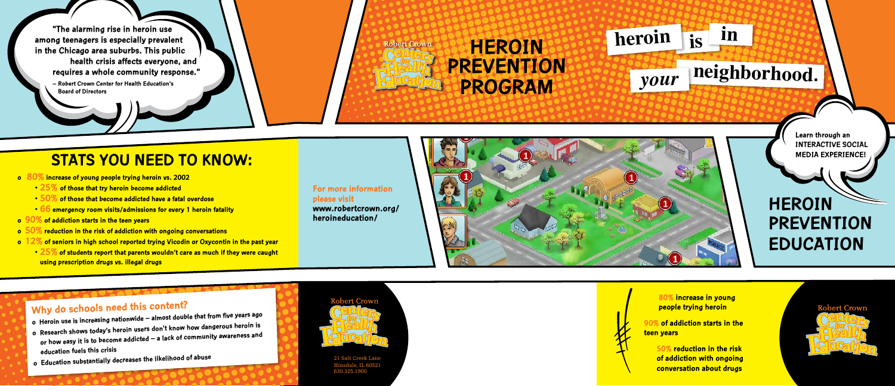"The alarming rise in heroin use among teenagers is especially prevalent in the Chicago area suburbs. This public health crisis affects everyone, and requires a whole community response."

– Robert Crown Center for Health Education's Board of Directors

# HEROIN PREVENTION PROGRAM

Robert Crown Centers for Health Education

**heroin is in *your* neighborhood.**

## STATS YOU NEED TO KNOW:

- **80%** increase of young people trying heroin vs. 2002
  - **25%** of those that try heroin become addicted
  - **50%** of those that become addicted have a fatal overdose
  - **66** emergency room visits/admissions for every 1 heroin fatality
- **90%** of addiction starts in the teen years
- **50%** reduction in the risk of addiction with ongoing conversations
- **12%** of seniors in high school reported trying Vicodin or Oxycontin in the past year
  - **25%** of students report that parents wouldn't care as much if they were caught using prescription drugs vs. illegal drugs

For more information please visit
www.robertcrown.org/heroineducation/

Learn through an INTERACTIVE SOCIAL MEDIA EXPERIENCE!

## HEROIN PREVENTION EDUCATION

### Why do schools need this content?

- Heroin use is increasing nationwide – almost double that from five years ago
- Research shows today's heroin users don't know how dangerous heroin is or how easy it is to become addicted – a lack of community awareness and education fuels this crisis
- Education substantially decreases the likelihood of abuse

Robert Crown Centers for Health Education

21 Salt Creek Lane
Hinsdale, IL 60521
630.325.1900

**80%** increase in young people trying heroin

**90%** of addiction starts in the teen years

**50%** reduction in the risk of addiction with ongoing conversation about drugs

Robert Crown Centers for Health Education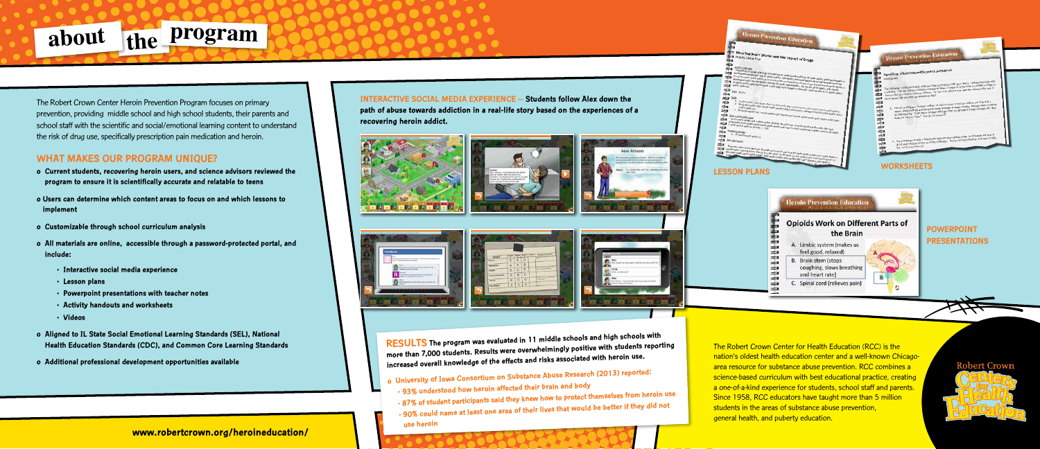# about the program

The Robert Crown Center Heroin Prevention Program focuses on primary prevention, providing middle school and high school students, their parents and school staff with the scientific and social/emotional learning content to understand the risk of drug use, specifically prescription pain medication and heroin.

## WHAT MAKES OUR PROGRAM UNIQUE?

- **Current students, recovering heroin users, and science advisors reviewed the program to ensure it is scientifically accurate and relatable to teens**
- **Users can determine which content areas to focus on and which lessons to implement**
- **Customizable through school curriculum analysis**
- **All materials are online, accessible through a password-protected portal, and include:**
  - **Interactive social media experience**
  - **Lesson plans**
  - **Powerpoint presentations with teacher notes**
  - **Activity handouts and worksheets**
  - **Videos**
- **Aligned to IL State Social Emotional Learning Standards (SEL), National Health Education Standards (CDC), and Common Core Learning Standards**
- **Additional professional development opportunities available**

**www.robertcrown.org/heroineducation/**

**INTERACTIVE SOCIAL MEDIA EXPERIENCE – Students follow Alex down the path of abuse towards addiction in a real-life story based on the experiences of a recovering heroin addict.**

**LESSON PLANS**

**WORKSHEETS**

**POWERPOINT PRESENTATIONS**

Heroin Prevention Education

Opioids Work on Different Parts of the Brain

A. Limbic system (makes us feel good, relaxed)
B. Brain stem (stops coughing, slows breathing and heart rate)
C. Spinal cord (relieves pain)

**RESULTS The program was evaluated in 11 middle schools and high schools with more than 7,000 students. Results were overwhelmingly positive with students reporting increased overall knowledge of the effects and risks associated with heroin use.**

- **University of Iowa Consortium on Substance Abuse Research (2013) reported:**
  - **93% understood how heroin affected their brain and body**
  - **87% of student participants said they knew how to protect themselves from heroin use**
  - **90% could name at least one area of their lives that would be better if they did not use heroin**

The Robert Crown Center for Health Education (RCC) is the nation's oldest health education center and a well-known Chicago-area resource for substance abuse prevention. RCC combines a science-based curriculum with best educational practice, creating a one-of-a-kind experience for students, school staff and parents. Since 1958, RCC educators have taught more than 5 million students in the areas of substance abuse prevention, general health, and puberty education.

Robert Crown Centers for Health Education